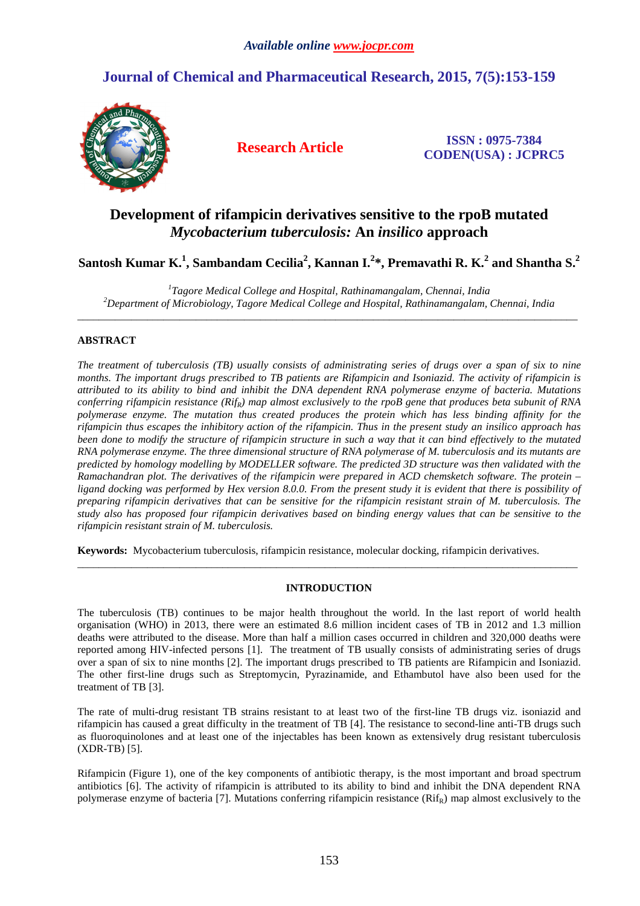Available online www.jocpr.com

# Journal of Chemical and Pharmaceutical Research, 2015, 7(5):153-159

**Research Article**

**ISSN : 0975-7384**
**CODEN(USA) : JCPRC5**

# Development of rifampicin derivatives sensitive to the rpoB mutated *Mycobacterium tuberculosis:* An *insilico* approach

**Santosh Kumar K.[1], Sambandam Cecilia[2], Kannan I.[2]*, Premavathi R. K.[2] and Shantha S.[2]**

[1]*Tagore Medical College and Hospital, Rathinamangalam, Chennai, India*
[2]*Department of Microbiology, Tagore Medical College and Hospital, Rathinamangalam, Chennai, India*

---

## ABSTRACT

*The treatment of tuberculosis (TB) usually consists of administrating series of drugs over a span of six to nine months. The important drugs prescribed to TB patients are Rifampicin and Isoniazid. The activity of rifampicin is attributed to its ability to bind and inhibit the DNA dependent RNA polymerase enzyme of bacteria. Mutations conferring rifampicin resistance ($Rif_R$) map almost exclusively to the rpoB gene that produces beta subunit of RNA polymerase enzyme. The mutation thus created produces the protein which has less binding affinity for the rifampicin thus escapes the inhibitory action of the rifampicin. Thus in the present study an insilico approach has been done to modify the structure of rifampicin structure in such a way that it can bind effectively to the mutated RNA polymerase enzyme. The three dimensional structure of RNA polymerase of M. tuberculosis and its mutants are predicted by homology modelling by MODELLER software. The predicted 3D structure was then validated with the Ramachandran plot. The derivatives of the rifampicin were prepared in ACD chemsketch software. The protein – ligand docking was performed by Hex version 8.0.0. From the present study it is evident that there is possibility of preparing rifampicin derivatives that can be sensitive for the rifampicin resistant strain of M. tuberculosis. The study also has proposed four rifampicin derivatives based on binding energy values that can be sensitive to the rifampicin resistant strain of M. tuberculosis.*

**Keywords:** Mycobacterium tuberculosis, rifampicin resistance, molecular docking, rifampicin derivatives.

---

## INTRODUCTION

The tuberculosis (TB) continues to be major health throughout the world. In the last report of world health organisation (WHO) in 2013, there were an estimated 8.6 million incident cases of TB in 2012 and 1.3 million deaths were attributed to the disease. More than half a million cases occurred in children and 320,000 deaths were reported among HIV-infected persons [1]. The treatment of TB usually consists of administrating series of drugs over a span of six to nine months [2]. The important drugs prescribed to TB patients are Rifampicin and Isoniazid. The other first-line drugs such as Streptomycin, Pyrazinamide, and Ethambutol have also been used for the treatment of TB [3].

The rate of multi-drug resistant TB strains resistant to at least two of the first-line TB drugs viz. isoniazid and rifampicin has caused a great difficulty in the treatment of TB [4]. The resistance to second-line anti-TB drugs such as fluoroquinolones and at least one of the injectables has been known as extensively drug resistant tuberculosis (XDR-TB) [5].

Rifampicin (Figure 1), one of the key components of antibiotic therapy, is the most important and broad spectrum antibiotics [6]. The activity of rifampicin is attributed to its ability to bind and inhibit the DNA dependent RNA polymerase enzyme of bacteria [7]. Mutations conferring rifampicin resistance ($Rif_R$) map almost exclusively to the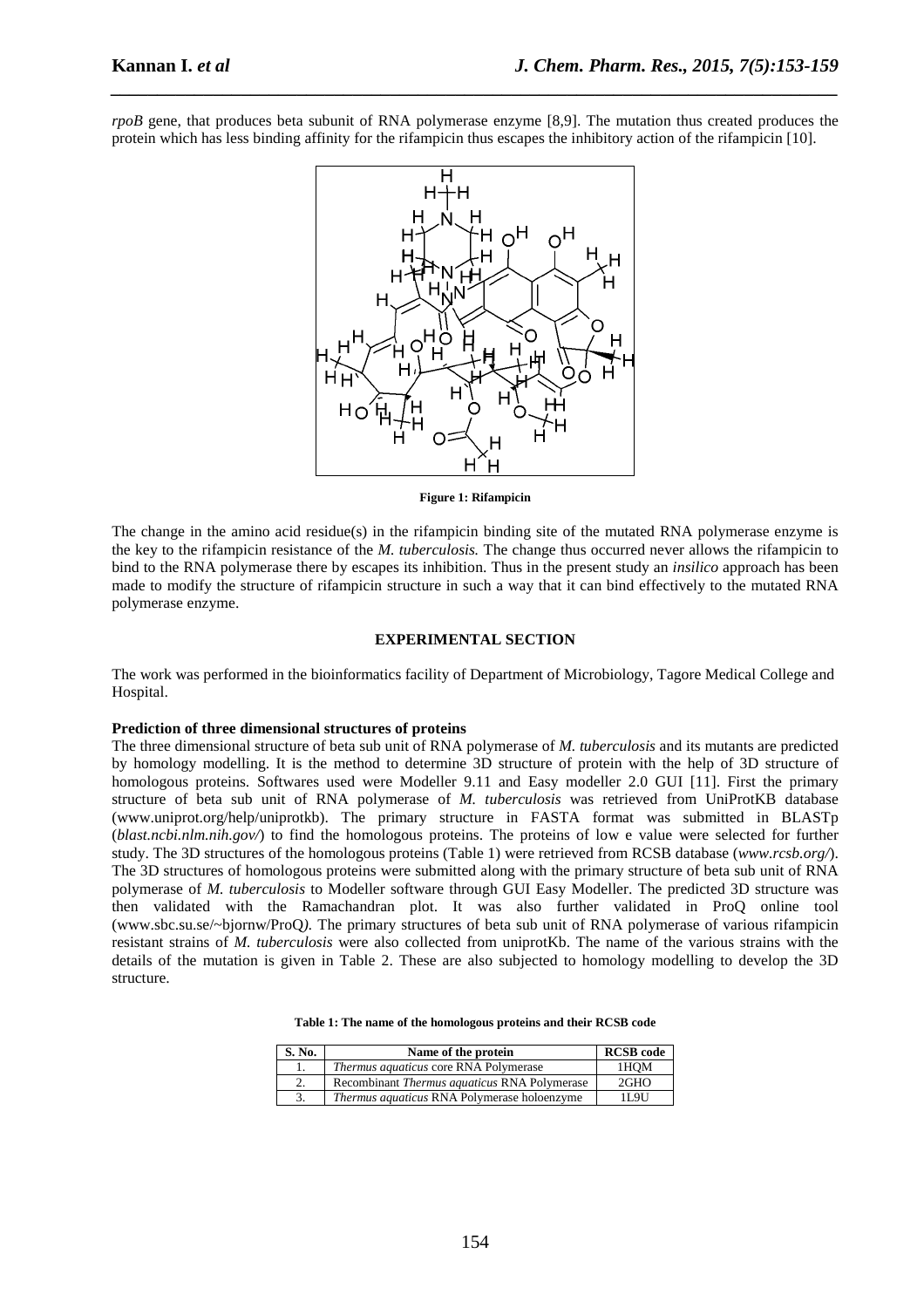*rpoB* gene, that produces beta subunit of RNA polymerase enzyme [8,9]. The mutation thus created produces the protein which has less binding affinity for the rifampicin thus escapes the inhibitory action of the rifampicin [10].

**Figure 1: Rifampicin**

The change in the amino acid residue(s) in the rifampicin binding site of the mutated RNA polymerase enzyme is the key to the rifampicin resistance of the *M. tuberculosis.* The change thus occurred never allows the rifampicin to bind to the RNA polymerase there by escapes its inhibition. Thus in the present study an *insilico* approach has been made to modify the structure of rifampicin structure in such a way that it can bind effectively to the mutated RNA polymerase enzyme.

## EXPERIMENTAL SECTION

The work was performed in the bioinformatics facility of Department of Microbiology, Tagore Medical College and Hospital.

### Prediction of three dimensional structures of proteins

The three dimensional structure of beta sub unit of RNA polymerase of *M. tuberculosis* and its mutants are predicted by homology modelling. It is the method to determine 3D structure of protein with the help of 3D structure of homologous proteins. Softwares used were Modeller 9.11 and Easy modeller 2.0 GUI [11]. First the primary structure of beta sub unit of RNA polymerase of *M. tuberculosis* was retrieved from UniProtKB database (www.uniprot.org/help/uniprotkb). The primary structure in FASTA format was submitted in BLASTp (*blast.ncbi.nlm.nih.gov/*) to find the homologous proteins. The proteins of low e value were selected for further study. The 3D structures of the homologous proteins (Table 1) were retrieved from RCSB database (*www.rcsb.org/*). The 3D structures of homologous proteins were submitted along with the primary structure of beta sub unit of RNA polymerase of *M. tuberculosis* to Modeller software through GUI Easy Modeller. The predicted 3D structure was then validated with the Ramachandran plot. It was also further validated in ProQ online tool (www.sbc.su.se/~bjornw/ProQ*).* The primary structures of beta sub unit of RNA polymerase of various rifampicin resistant strains of *M. tuberculosis* were also collected from uniprotKb. The name of the various strains with the details of the mutation is given in Table 2. These are also subjected to homology modelling to develop the 3D structure.

**Table 1: The name of the homologous proteins and their RCSB code**

| S. No. | Name of the protein | RCSB code |
|---|---|---|
| 1. | *Thermus aquaticus* core RNA Polymerase | 1HQM |
| 2. | Recombinant *Thermus aquaticus* RNA Polymerase | 2GHO |
| 3. | *Thermus aquaticus* RNA Polymerase holoenzyme | 1L9U |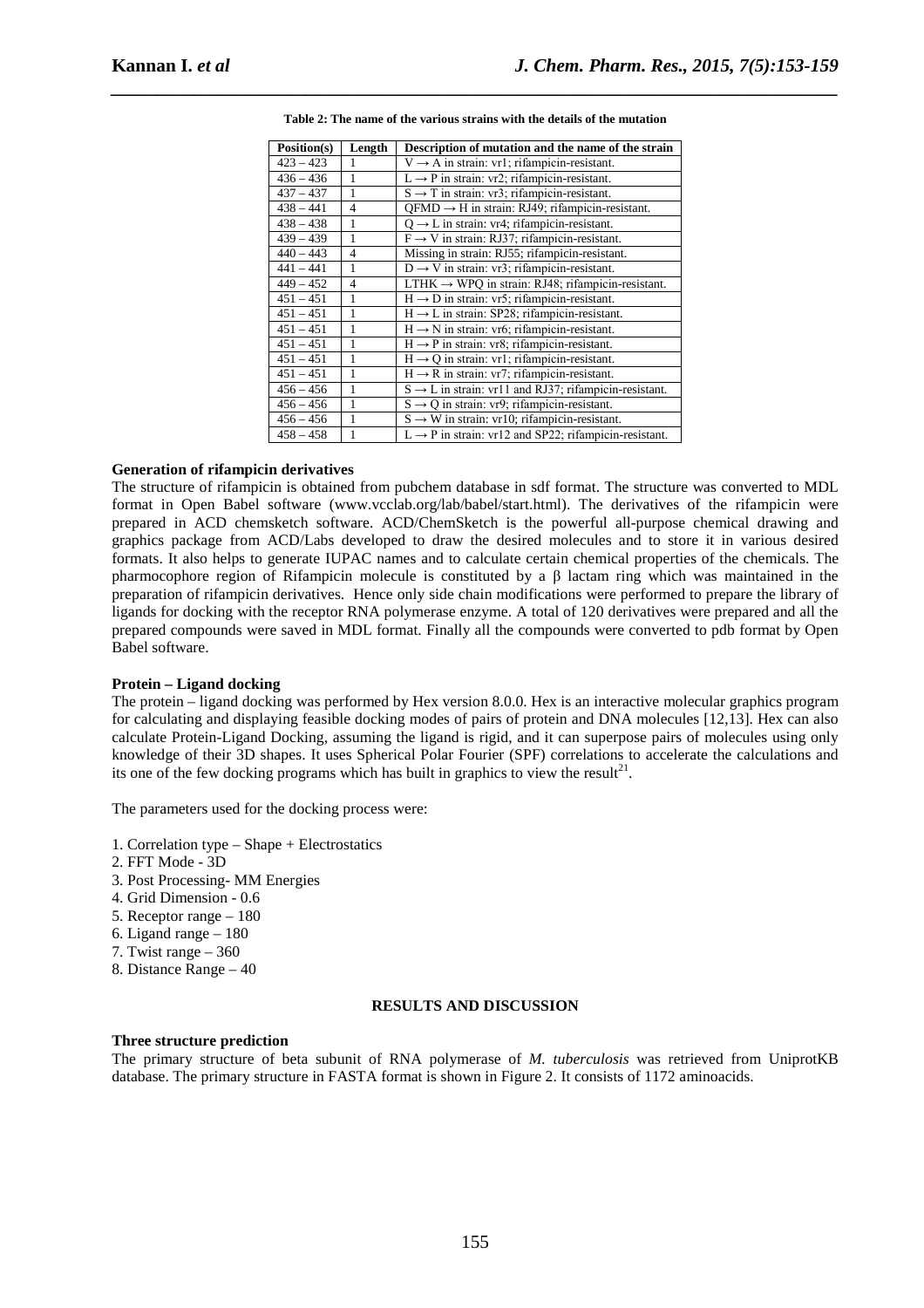**Table 2: The name of the various strains with the details of the mutation**

| Position(s) | Length | Description of mutation and the name of the strain |
|---|---|---|
| 423 – 423 | 1 | V → A in strain: vr1; rifampicin-resistant. |
| 436 – 436 | 1 | L → P in strain: vr2; rifampicin-resistant. |
| 437 – 437 | 1 | S → T in strain: vr3; rifampicin-resistant. |
| 438 – 441 | 4 | QFMD → H in strain: RJ49; rifampicin-resistant. |
| 438 – 438 | 1 | Q → L in strain: vr4; rifampicin-resistant. |
| 439 – 439 | 1 | F → V in strain: RJ37; rifampicin-resistant. |
| 440 – 443 | 4 | Missing in strain: RJ55; rifampicin-resistant. |
| 441 – 441 | 1 | D → V in strain: vr3; rifampicin-resistant. |
| 449 – 452 | 4 | LTHK → WPQ in strain: RJ48; rifampicin-resistant. |
| 451 – 451 | 1 | H → D in strain: vr5; rifampicin-resistant. |
| 451 – 451 | 1 | H → L in strain: SP28; rifampicin-resistant. |
| 451 – 451 | 1 | H → N in strain: vr6; rifampicin-resistant. |
| 451 – 451 | 1 | H → P in strain: vr8; rifampicin-resistant. |
| 451 – 451 | 1 | H → Q in strain: vr1; rifampicin-resistant. |
| 451 – 451 | 1 | H → R in strain: vr7; rifampicin-resistant. |
| 456 – 456 | 1 | S → L in strain: vr11 and RJ37; rifampicin-resistant. |
| 456 – 456 | 1 | S → Q in strain: vr9; rifampicin-resistant. |
| 456 – 456 | 1 | S → W in strain: vr10; rifampicin-resistant. |
| 458 – 458 | 1 | L → P in strain: vr12 and SP22; rifampicin-resistant. |

**Generation of rifampicin derivatives**

The structure of rifampicin is obtained from pubchem database in sdf format. The structure was converted to MDL format in Open Babel software (www.vcclab.org/lab/babel/start.html). The derivatives of the rifampicin were prepared in ACD chemsketch software. ACD/ChemSketch is the powerful all-purpose chemical drawing and graphics package from ACD/Labs developed to draw the desired molecules and to store it in various desired formats. It also helps to generate IUPAC names and to calculate certain chemical properties of the chemicals. The pharmocophore region of Rifampicin molecule is constituted by a β lactam ring which was maintained in the preparation of rifampicin derivatives. Hence only side chain modifications were performed to prepare the library of ligands for docking with the receptor RNA polymerase enzyme. A total of 120 derivatives were prepared and all the prepared compounds were saved in MDL format. Finally all the compounds were converted to pdb format by Open Babel software.

**Protein – Ligand docking**

The protein – ligand docking was performed by Hex version 8.0.0. Hex is an interactive molecular graphics program for calculating and displaying feasible docking modes of pairs of protein and DNA molecules [12,13]. Hex can also calculate Protein-Ligand Docking, assuming the ligand is rigid, and it can superpose pairs of molecules using only knowledge of their 3D shapes. It uses Spherical Polar Fourier (SPF) correlations to accelerate the calculations and its one of the few docking programs which has built in graphics to view the result[21].

The parameters used for the docking process were:

1. Correlation type – Shape + Electrostatics
2. FFT Mode - 3D
3. Post Processing- MM Energies
4. Grid Dimension - 0.6
5. Receptor range – 180
6. Ligand range – 180
7. Twist range – 360
8. Distance Range – 40

## RESULTS AND DISCUSSION

**Three structure prediction**

The primary structure of beta subunit of RNA polymerase of *M. tuberculosis* was retrieved from UniprotKB database. The primary structure in FASTA format is shown in Figure 2. It consists of 1172 aminoacids.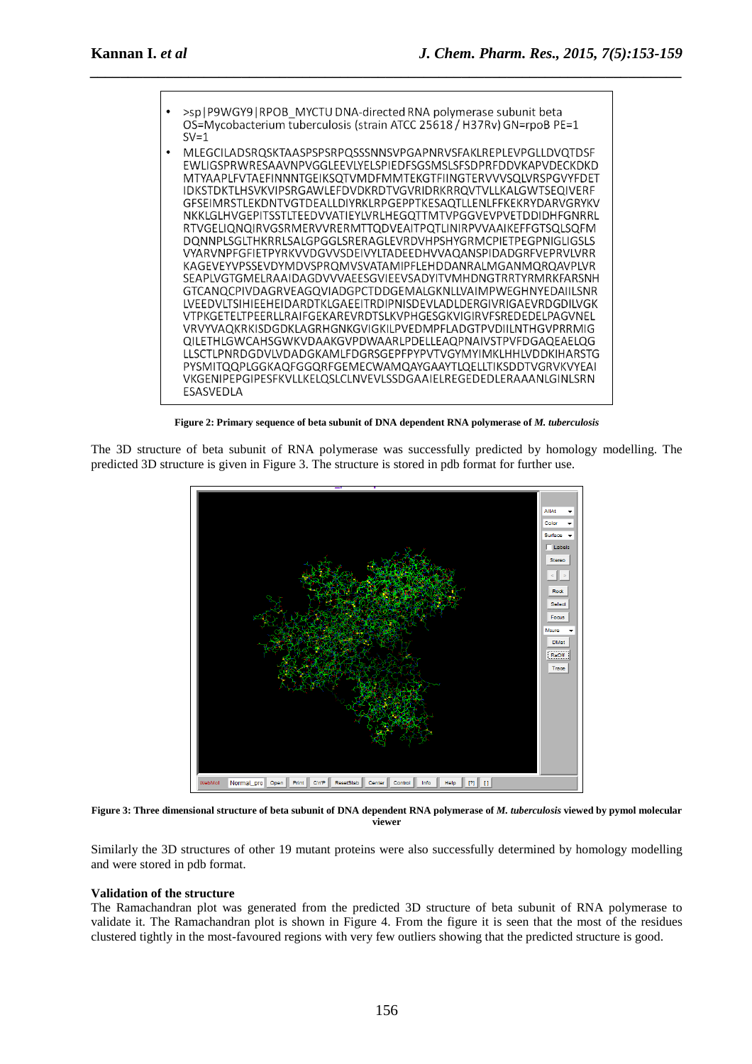- >sp|P9WGY9|RPOB_MYCTU DNA-directed RNA polymerase subunit beta OS=Mycobacterium tuberculosis (strain ATCC 25618 / H37Rv) GN=rpoB PE=1 SV=1
- MLEGCILADSRQSKTAASPSPSRPQSSSNNSVPGAPNRVSFAKLREPLEVPGLLDVQTDSF EWLIGSPRWRESAAVNPVGGLEEVLYELSPIEDFSGSMSLSFSDPRFDDVKAPVDECKDKD MTYAAPLFVTAEFINNNTGEIKSQTVMDFMMTEKGTFIINGTERVVVSQLVRSPGVYFDET IDKSTDKTLHSVKVIPSRGAWLEFDVDKRDTVGVRIDRKRRQVTVLLKALGWTSEQIVERF GFSEIMRSTLEKDNTVGTDEALLDIYRKLRPGEPPTKESAQTLLENLFFKEKRYDARVGRYKV NKKLGLHVGEPITSSTLTEEDVVATIEYLVRLHEGQTTMTVPGGVEVPVETDDIDHFGNRRL RTVGELIQNQIRVGSRMERVVRERMTTQDVEAITPQTLINIRPVVAAIKEFFGTSQLSQFM DQNNPLSGLTHKRRLSALGPGGLSRERAGLEVRDVHPSHYGRMCPIETPEGPNIGLIGSLS VYARVNPFGFIETPYRKVVDGVVSDEIVYLTADEEDHVVAQANSPIDADGRFVEPRVLVRR KAGEVEYVPSSEVDYMDVSPRQMVSVATAMIPFLEHDDANRALMGANMQRQAVPLVR SEAPLVGTGMELRAAIDAGDVVVAEESGVIEEVSADYITVMHDNGTRRTYRMRKFARSNH GTCANQCPIVDAGRVEAGQVIADGPCTDDGEMALGKNLLVAIMPWEGHNYEDAIILSNR LVEEDVLTSIHIEEHEIDARDTKLGAEEITRDIPNISDEVLADLDERGIVRIGAEVRDGDILVGK VTPKGETELTPEERLLRAIFGEKAREVRDTSLKVPHGESGKVIGIRVFSREDEDELPAGVNEL VRVYVAQKRKISDGDKLAGRHGNKGVIGKILPVEDMPFLADGTPVDIILNTHGVPRRMIG QILETHLGWCAHSGWKVDAAKGVPDWAARLPDELLEAQPNAIVSTPVFDGAQEAELQG LLSCTLPNRDGDVLVDADGKAMLFDGRSGEPFPYPVTVGYMYIMKLHHLVDDKIHARSTG PYSMITQQPLGGKAQFGGQRFGEMECWAMQAYGAAYTLQELLTIKSDDTVGRVKVYEAI VKGENIPEPGIPESFKVLLKELQSLCLNVEVLSSDGAAIELREGEDEDLERAAANLGINLSRN ESASVEDLA

**Figure 2: Primary sequence of beta subunit of DNA dependent RNA polymerase of *M. tuberculosis***

The 3D structure of beta subunit of RNA polymerase was successfully predicted by homology modelling. The predicted 3D structure is given in Figure 3. The structure is stored in pdb format for further use.

**Figure 3: Three dimensional structure of beta subunit of DNA dependent RNA polymerase of *M. tuberculosis* viewed by pymol molecular viewer**

Similarly the 3D structures of other 19 mutant proteins were also successfully determined by homology modelling and were stored in pdb format.

**Validation of the structure**

The Ramachandran plot was generated from the predicted 3D structure of beta subunit of RNA polymerase to validate it. The Ramachandran plot is shown in Figure 4. From the figure it is seen that the most of the residues clustered tightly in the most-favoured regions with very few outliers showing that the predicted structure is good.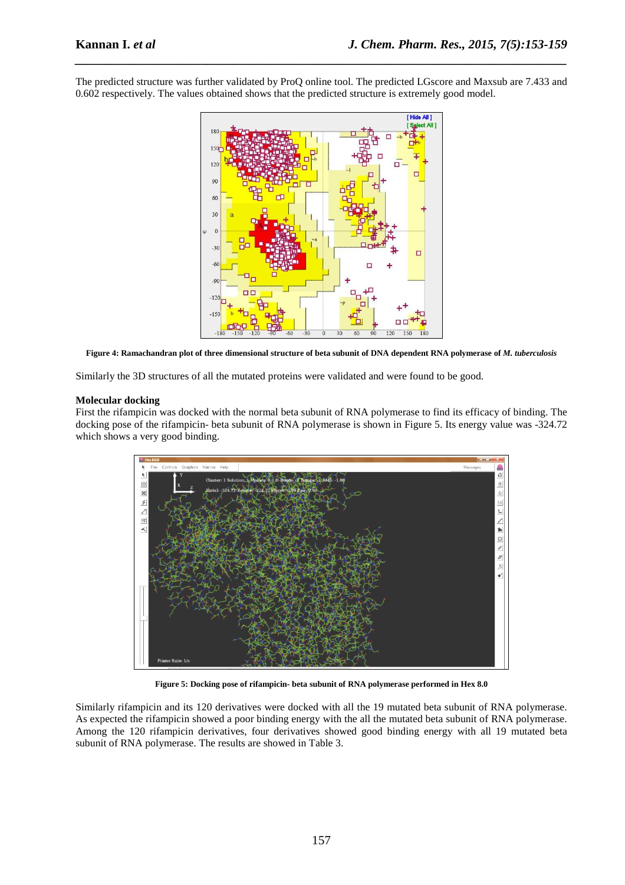The predicted structure was further validated by ProQ online tool. The predicted LGscore and Maxsub are 7.433 and 0.602 respectively. The values obtained shows that the predicted structure is extremely good model.

**Figure 4: Ramachandran plot of three dimensional structure of beta subunit of DNA dependent RNA polymerase of *M. tuberculosis***

Similarly the 3D structures of all the mutated proteins were validated and were found to be good.

**Molecular docking**

First the rifampicin was docked with the normal beta subunit of RNA polymerase to find its efficacy of binding. The docking pose of the rifampicin- beta subunit of RNA polymerase is shown in Figure 5. Its energy value was -324.72 which shows a very good binding.

**Figure 5: Docking pose of rifampicin- beta subunit of RNA polymerase performed in Hex 8.0**

Similarly rifampicin and its 120 derivatives were docked with all the 19 mutated beta subunit of RNA polymerase. As expected the rifampicin showed a poor binding energy with the all the mutated beta subunit of RNA polymerase. Among the 120 rifampicin derivatives, four derivatives showed good binding energy with all 19 mutated beta subunit of RNA polymerase. The results are showed in Table 3.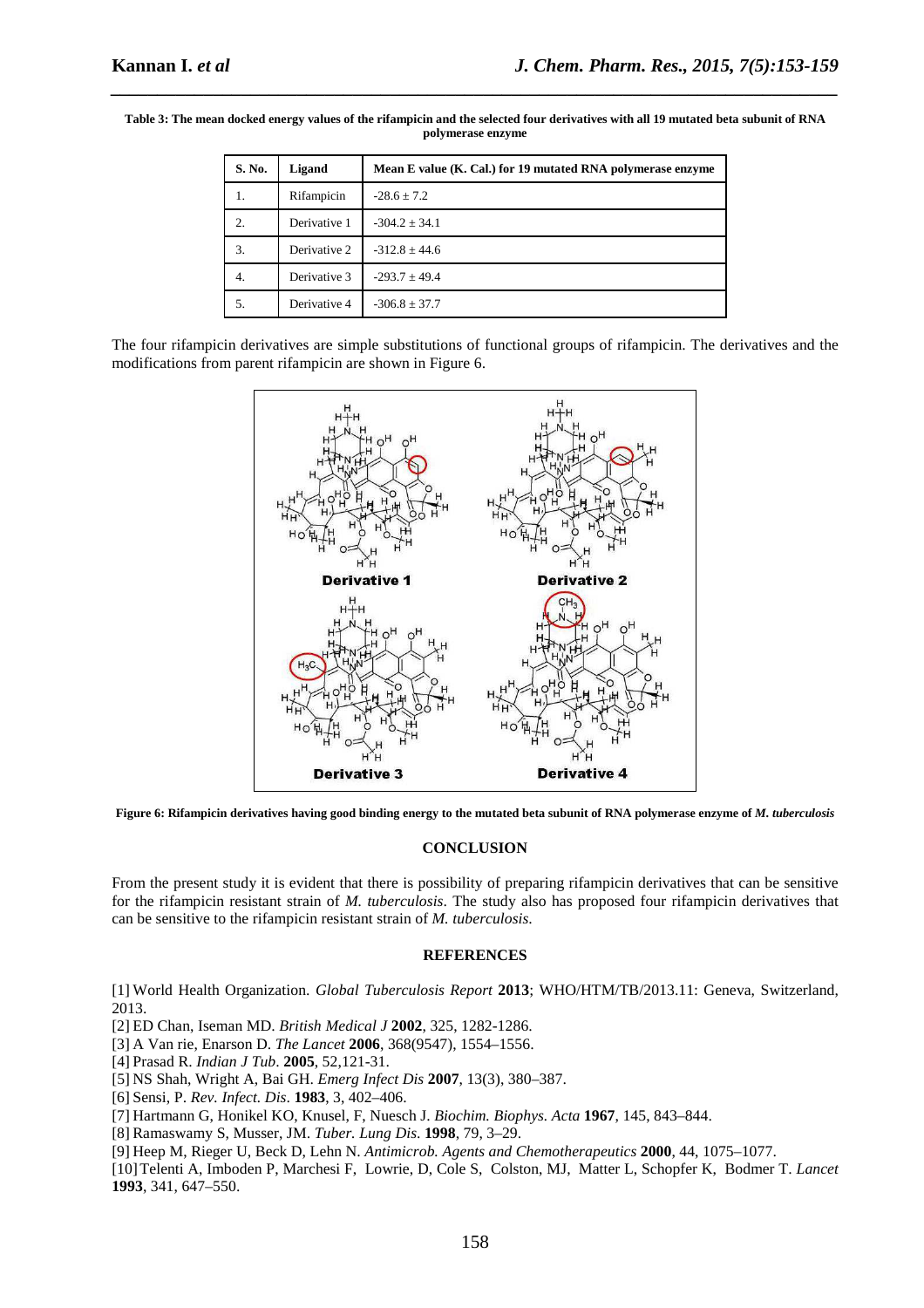**Table 3: The mean docked energy values of the rifampicin and the selected four derivatives with all 19 mutated beta subunit of RNA polymerase enzyme**

| S. No. | Ligand | Mean E value (K. Cal.) for 19 mutated RNA polymerase enzyme |
|---|---|---|
| 1. | Rifampicin | -28.6 ± 7.2 |
| 2. | Derivative 1 | -304.2 ± 34.1 |
| 3. | Derivative 2 | -312.8 ± 44.6 |
| 4. | Derivative 3 | -293.7 ± 49.4 |
| 5. | Derivative 4 | -306.8 ± 37.7 |

The four rifampicin derivatives are simple substitutions of functional groups of rifampicin. The derivatives and the modifications from parent rifampicin are shown in Figure 6.

**Figure 6: Rifampicin derivatives having good binding energy to the mutated beta subunit of RNA polymerase enzyme of *M. tuberculosis***

## CONCLUSION

From the present study it is evident that there is possibility of preparing rifampicin derivatives that can be sensitive for the rifampicin resistant strain of *M. tuberculosis*. The study also has proposed four rifampicin derivatives that can be sensitive to the rifampicin resistant strain of *M. tuberculosis*.

## REFERENCES

[1] World Health Organization. *Global Tuberculosis Report* **2013**; WHO/HTM/TB/2013.11: Geneva, Switzerland, 2013.
[2] ED Chan, Iseman MD. *British Medical J* **2002**, 325, 1282-1286.
[3] A Van rie, Enarson D. *The Lancet* **2006**, 368(9547), 1554–1556.
[4] Prasad R. *Indian J Tub*. **2005**, 52,121-31.
[5] NS Shah, Wright A, Bai GH. *Emerg Infect Dis* **2007**, 13(3), 380–387.
[6] Sensi, P. *Rev. Infect. Dis*. **1983**, 3, 402–406.
[7] Hartmann G, Honikel KO, Knusel, F, Nuesch J. *Biochim. Biophys. Acta* **1967**, 145, 843–844.
[8] Ramaswamy S, Musser, JM. *Tuber. Lung Dis*. **1998**, 79, 3–29.
[9] Heep M, Rieger U, Beck D, Lehn N. *Antimicrob. Agents and Chemotherapeutics* **2000**, 44, 1075–1077.
[10] Telenti A, Imboden P, Marchesi F, Lowrie, D, Cole S, Colston, MJ, Matter L, Schopfer K, Bodmer T. *Lancet* **1993**, 341, 647–550.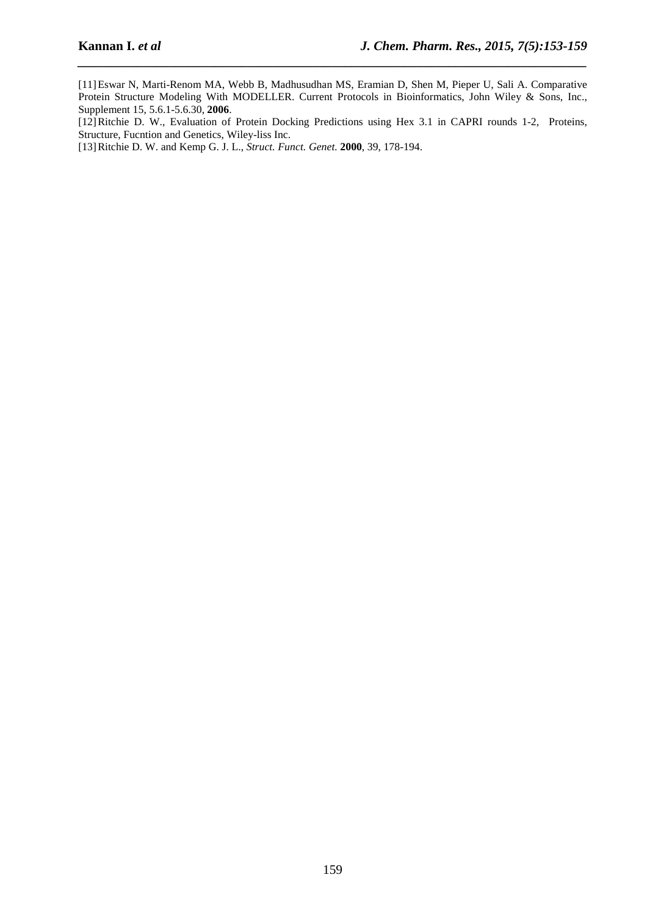[11] Eswar N, Marti-Renom MA, Webb B, Madhusudhan MS, Eramian D, Shen M, Pieper U, Sali A. Comparative Protein Structure Modeling With MODELLER. Current Protocols in Bioinformatics, John Wiley & Sons, Inc., Supplement 15, 5.6.1-5.6.30, **2006**.

[12] Ritchie D. W., Evaluation of Protein Docking Predictions using Hex 3.1 in CAPRI rounds 1-2, Proteins, Structure, Fucntion and Genetics, Wiley-liss Inc.

[13] Ritchie D. W. and Kemp G. J. L., *Struct. Funct. Genet.* **2000**, 39, 178-194.